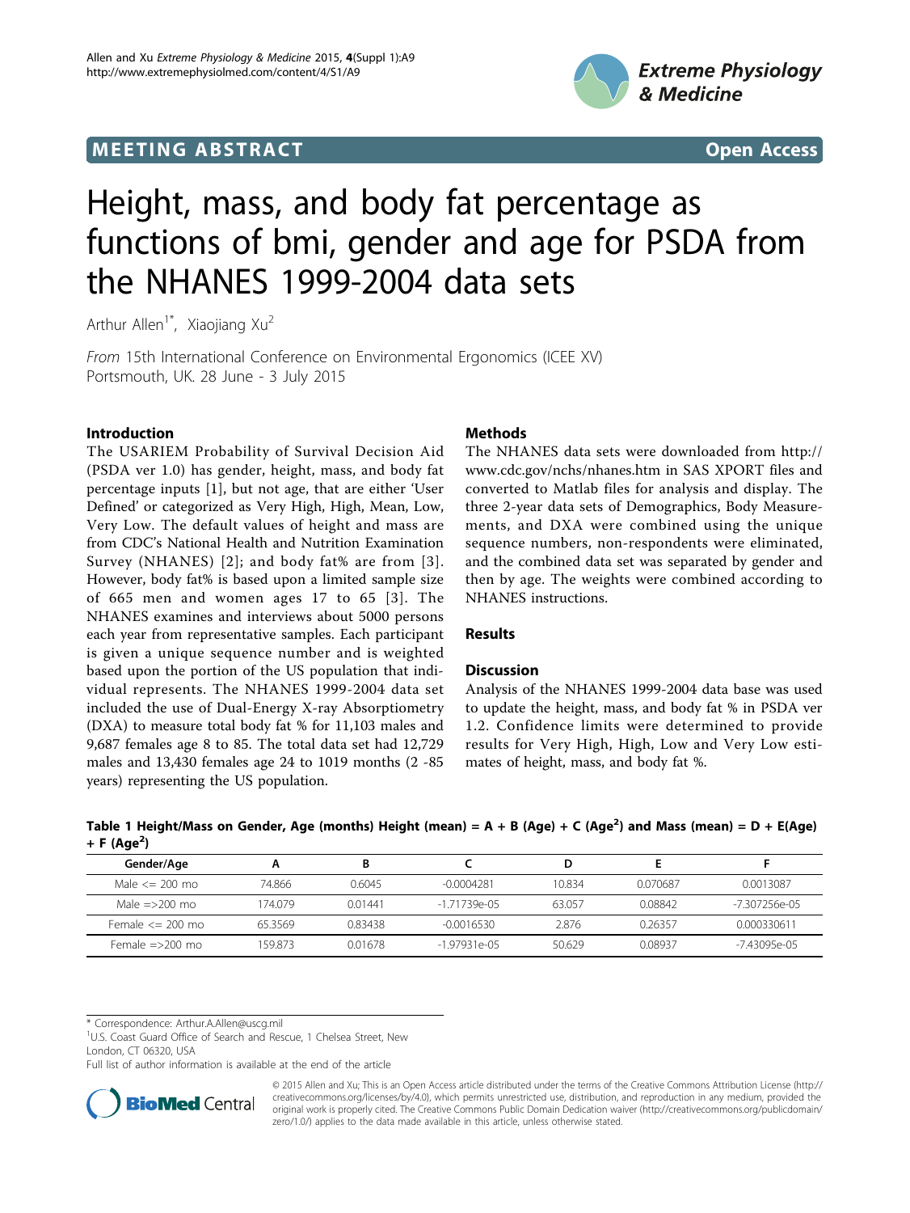MEETING ABSTRACT **Open Access**

# Height, mass, and body fat percentage as functions of bmi, gender and age for PSDA from the NHANES 1999-2004 data sets

Arthur Allen[1*], Xiaojiang Xu[2]

*From* 15th International Conference on Environmental Ergonomics (ICEE XV) Portsmouth, UK. 28 June - 3 July 2015

## Introduction

The USARIEM Probability of Survival Decision Aid (PSDA ver 1.0) has gender, height, mass, and body fat percentage inputs [1], but not age, that are either 'User Defined' or categorized as Very High, High, Mean, Low, Very Low. The default values of height and mass are from CDC's National Health and Nutrition Examination Survey (NHANES) [2]; and body fat% are from [3]. However, body fat% is based upon a limited sample size of 665 men and women ages 17 to 65 [3]. The NHANES examines and interviews about 5000 persons each year from representative samples. Each participant is given a unique sequence number and is weighted based upon the portion of the US population that individual represents. The NHANES 1999-2004 data set included the use of Dual-Energy X-ray Absorptiometry (DXA) to measure total body fat % for 11,103 males and 9,687 females age 8 to 85. The total data set had 12,729 males and 13,430 females age 24 to 1019 months (2 -85 years) representing the US population.

## Methods

The NHANES data sets were downloaded from http://www.cdc.gov/nchs/nhanes.htm in SAS XPORT files and converted to Matlab files for analysis and display. The three 2-year data sets of Demographics, Body Measurements, and DXA were combined using the unique sequence numbers, non-respondents were eliminated, and the combined data set was separated by gender and then by age. The weights were combined according to NHANES instructions.

## Results

## Discussion

Analysis of the NHANES 1999-2004 data base was used to update the height, mass, and body fat % in PSDA ver 1.2. Confidence limits were determined to provide results for Very High, High, Low and Very Low estimates of height, mass, and body fat %.

**Table 1 Height/Mass on Gender, Age (months) Height (mean) = A + B (Age) + C (Age$^2$) and Mass (mean) = D + E(Age) + F (Age$^2$)**

| Gender/Age | A | B | C | D | E | F |
|---|---|---|---|---|---|---|
| Male <= 200 mo | 74.866 | 0.6045 | -0.0004281 | 10.834 | 0.070687 | 0.0013087 |
| Male =>200 mo | 174.079 | 0.01441 | -1.71739e-05 | 63.057 | 0.08842 | -7.307256e-05 |
| Female <= 200 mo | 65.3569 | 0.83438 | -0.0016530 | 2.876 | 0.26357 | 0.000330611 |
| Female =>200 mo | 159.873 | 0.01678 | -1.97931e-05 | 50.629 | 0.08937 | -7.43095e-05 |

\* Correspondence: Arthur.A.Allen@uscg.mil
[1]U.S. Coast Guard Office of Search and Rescue, 1 Chelsea Street, New London, CT 06320, USA
Full list of author information is available at the end of the article

© 2015 Allen and Xu; This is an Open Access article distributed under the terms of the Creative Commons Attribution License (http://creativecommons.org/licenses/by/4.0), which permits unrestricted use, distribution, and reproduction in any medium, provided the original work is properly cited. The Creative Commons Public Domain Dedication waiver (http://creativecommons.org/publicdomain/zero/1.0/) applies to the data made available in this article, unless otherwise stated.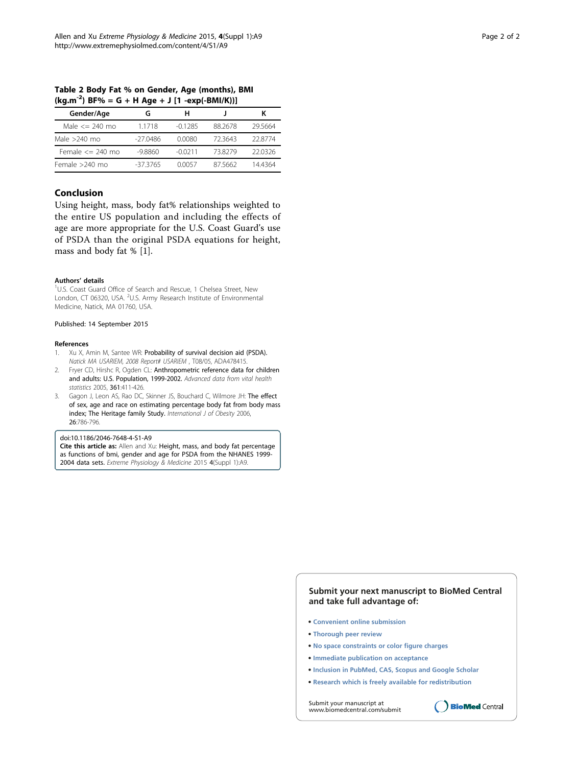**Table 2 Body Fat % on Gender, Age (months), BMI ($kg.m^{-2}$) BF% = G + H Age + J [1 -exp(-BMI/K))]**

| Gender/Age | G | H | J | K |
|---|---|---|---|---|
| Male <= 240 mo | 1.1718 | -0.1285 | 88.2678 | 29.5664 |
| Male >240 mo | -27.0486 | 0.0080 | 72.3643 | 22.8774 |
| Female <= 240 mo | -9.8860 | -0.0211 | 73.8279 | 22.0326 |
| Female >240 mo | -37.3765 | 0.0057 | 87.5662 | 14.4364 |

## Conclusion

Using height, mass, body fat% relationships weighted to the entire US population and including the effects of age are more appropriate for the U.S. Coast Guard's use of PSDA than the original PSDA equations for height, mass and body fat % [1].

#### Authors' details

[1]U.S. Coast Guard Office of Search and Rescue, 1 Chelsea Street, New London, CT 06320, USA. [2]U.S. Army Research Institute of Environmental Medicine, Natick, MA 01760, USA.

Published: 14 September 2015

#### References

1. Xu X, Amin M, Santee WR: **Probability of survival decision aid (PSDA).** *Natick MA USARIEM, 2008 Report# USARIEM* , T08/05, ADA478415.
2. Fryer CD, Hirshc R, Ogden CL: **Anthropometric reference data for children and adults: U.S. Population, 1999-2002.** *Advanced data from vital health statistics* 2005, **361**:411-426.
3. Gagon J, Leon AS, Rao DC, Skinner JS, Bouchard C, Wilmore JH: **The effect of sex, age and race on estimating percentage body fat from body mass index; The Heritage family Study.** *International J of Obesity* 2006, **26**:786-796.

doi:10.1186/2046-7648-4-S1-A9
**Cite this article as:** Allen and Xu: **Height, mass, and body fat percentage as functions of bmi, gender and age for PSDA from the NHANES 1999-2004 data sets.** *Extreme Physiology & Medicine* 2015 **4**(Suppl 1):A9.

**Submit your next manuscript to BioMed Central and take full advantage of:**

- Convenient online submission
- Thorough peer review
- No space constraints or color figure charges
- Immediate publication on acceptance
- Inclusion in PubMed, CAS, Scopus and Google Scholar
- Research which is freely available for redistribution

Submit your manuscript at www.biomedcentral.com/submit

BioMed Central